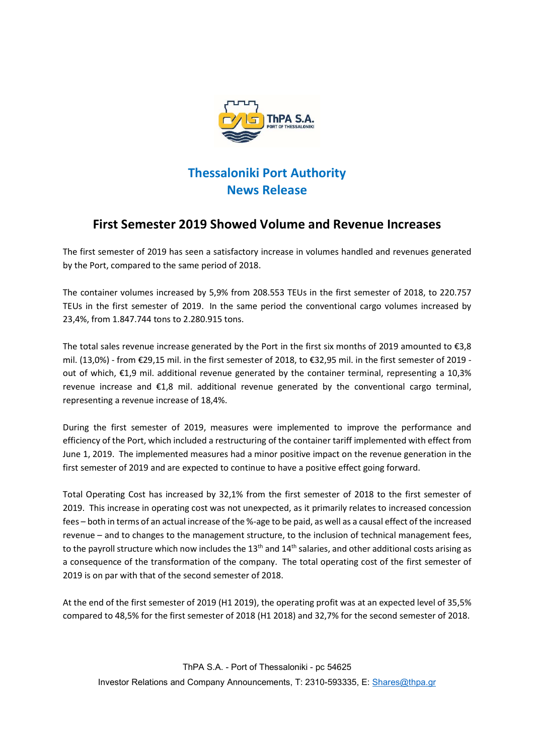# Thessaloniki Port Authority
# News Release

## First Semester 2019 Showed Volume and Revenue Increases

The first semester of 2019 has seen a satisfactory increase in volumes handled and revenues generated by the Port, compared to the same period of 2018.

The container volumes increased by 5,9% from 208.553 TEUs in the first semester of 2018, to 220.757 TEUs in the first semester of 2019. In the same period the conventional cargo volumes increased by 23,4%, from 1.847.744 tons to 2.280.915 tons.

The total sales revenue increase generated by the Port in the first six months of 2019 amounted to €3,8 mil. (13,0%) - from €29,15 mil. in the first semester of 2018, to €32,95 mil. in the first semester of 2019 - out of which, €1,9 mil. additional revenue generated by the container terminal, representing a 10,3% revenue increase and €1,8 mil. additional revenue generated by the conventional cargo terminal, representing a revenue increase of 18,4%.

During the first semester of 2019, measures were implemented to improve the performance and efficiency of the Port, which included a restructuring of the container tariff implemented with effect from June 1, 2019. The implemented measures had a minor positive impact on the revenue generation in the first semester of 2019 and are expected to continue to have a positive effect going forward.

Total Operating Cost has increased by 32,1% from the first semester of 2018 to the first semester of 2019. This increase in operating cost was not unexpected, as it primarily relates to increased concession fees – both in terms of an actual increase of the %-age to be paid, as well as a causal effect of the increased revenue – and to changes to the management structure, to the inclusion of technical management fees, to the payroll structure which now includes the 13th and 14th salaries, and other additional costs arising as a consequence of the transformation of the company. The total operating cost of the first semester of 2019 is on par with that of the second semester of 2018.

At the end of the first semester of 2019 (H1 2019), the operating profit was at an expected level of 35,5% compared to 48,5% for the first semester of 2018 (H1 2018) and 32,7% for the second semester of 2018.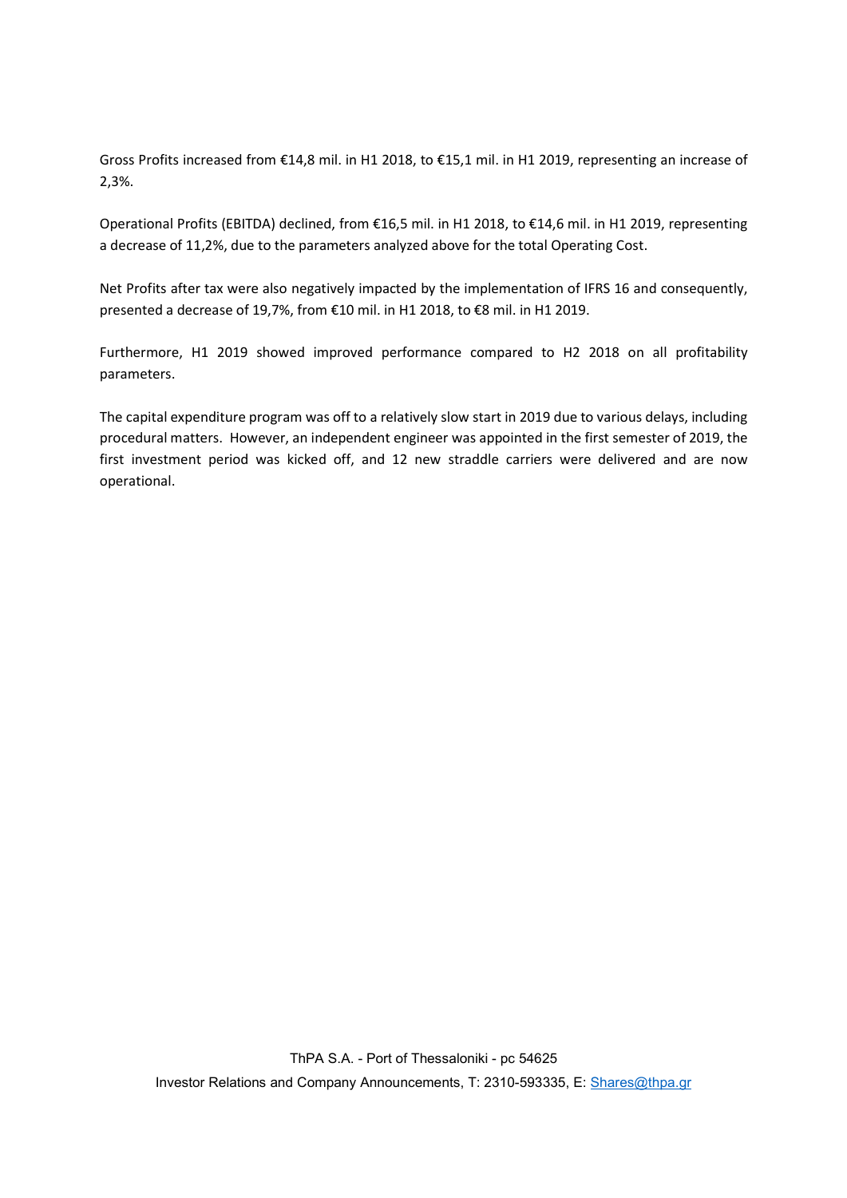Gross Profits increased from €14,8 mil. in H1 2018, to €15,1 mil. in H1 2019, representing an increase of 2,3%.

Operational Profits (EBITDA) declined, from €16,5 mil. in H1 2018, to €14,6 mil. in H1 2019, representing a decrease of 11,2%, due to the parameters analyzed above for the total Operating Cost.

Net Profits after tax were also negatively impacted by the implementation of IFRS 16 and consequently, presented a decrease of 19,7%, from €10 mil. in H1 2018, to €8 mil. in H1 2019.

Furthermore, H1 2019 showed improved performance compared to H2 2018 on all profitability parameters.

The capital expenditure program was off to a relatively slow start in 2019 due to various delays, including procedural matters. However, an independent engineer was appointed in the first semester of 2019, the first investment period was kicked off, and 12 new straddle carriers were delivered and are now operational.